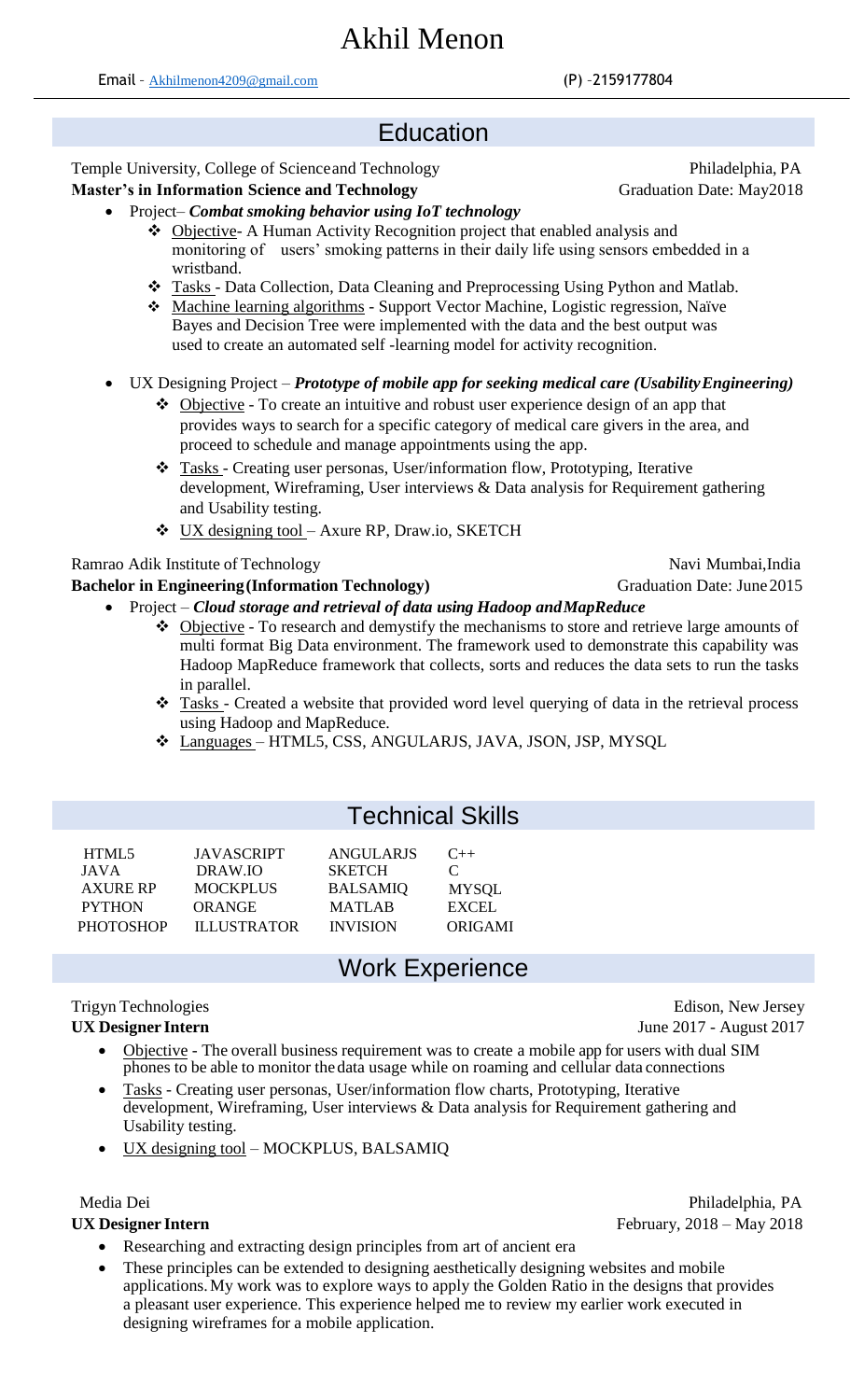# Akhil Menon

Email - Akhilmenon4209@gmail.com (P) -2159177804

## Education

Temple University, College of Science and Technology — Philadelphia, PA
**Master's in Information Science and Technology** — Graduation Date: May2018

- Project– ***Combat smoking behavior using IoT technology***
  - Objective- A Human Activity Recognition project that enabled analysis and monitoring of users' smoking patterns in their daily life using sensors embedded in a wristband.
  - Tasks - Data Collection, Data Cleaning and Preprocessing Using Python and Matlab.
  - Machine learning algorithms - Support Vector Machine, Logistic regression, Naïve Bayes and Decision Tree were implemented with the data and the best output was used to create an automated self -learning model for activity recognition.

- UX Designing Project – ***Prototype of mobile app for seeking medical care (Usability Engineering)***
  - Objective - To create an intuitive and robust user experience design of an app that provides ways to search for a specific category of medical care givers in the area, and proceed to schedule and manage appointments using the app.
  - Tasks - Creating user personas, User/information flow, Prototyping, Iterative development, Wireframing, User interviews & Data analysis for Requirement gathering and Usability testing.
  - UX designing tool – Axure RP, Draw.io, SKETCH

Ramrao Adik Institute of Technology — Navi Mumbai,India
**Bachelor in Engineering (Information Technology)** — Graduation Date: June 2015

- Project – ***Cloud storage and retrieval of data using Hadoop and MapReduce***
  - Objective - To research and demystify the mechanisms to store and retrieve large amounts of multi format Big Data environment. The framework used to demonstrate this capability was Hadoop MapReduce framework that collects, sorts and reduces the data sets to run the tasks in parallel.
  - Tasks - Created a website that provided word level querying of data in the retrieval process using Hadoop and MapReduce.
  - Languages – HTML5, CSS, ANGULARJS, JAVA, JSON, JSP, MYSQL

## Technical Skills

| | | | |
|---|---|---|---|
| HTML5 | JAVASCRIPT | ANGULARJS | C++ |
| JAVA | DRAW.IO | SKETCH | C |
| AXURE RP | MOCKPLUS | BALSAMIQ | MYSQL |
| PYTHON | ORANGE | MATLAB | EXCEL |
| PHOTOSHOP | ILLUSTRATOR | INVISION | ORIGAMI |

## Work Experience

Trigyn Technologies — Edison, New Jersey
**UX Designer Intern** — June 2017 - August 2017

- Objective - The overall business requirement was to create a mobile app for users with dual SIM phones to be able to monitor the data usage while on roaming and cellular data connections
- Tasks - Creating user personas, User/information flow charts, Prototyping, Iterative development, Wireframing, User interviews & Data analysis for Requirement gathering and Usability testing.
- UX designing tool – MOCKPLUS, BALSAMIQ

Media Dei — Philadelphia, PA
**UX Designer Intern** — February, 2018 – May 2018

- Researching and extracting design principles from art of ancient era
- These principles can be extended to designing aesthetically designing websites and mobile applications. My work was to explore ways to apply the Golden Ratio in the designs that provides a pleasant user experience. This experience helped me to review my earlier work executed in designing wireframes for a mobile application.